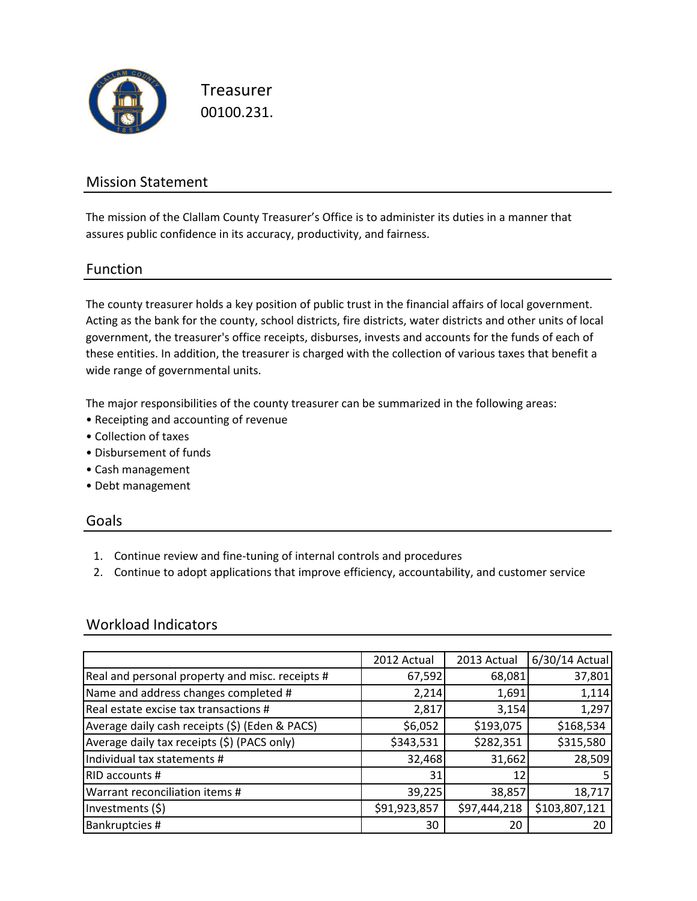# Treasurer

00100.231.

## Mission Statement

The mission of the Clallam County Treasurer's Office is to administer its duties in a manner that assures public confidence in its accuracy, productivity, and fairness.

## Function

The county treasurer holds a key position of public trust in the financial affairs of local government. Acting as the bank for the county, school districts, fire districts, water districts and other units of local government, the treasurer's office receipts, disburses, invests and accounts for the funds of each of these entities. In addition, the treasurer is charged with the collection of various taxes that benefit a wide range of governmental units.

The major responsibilities of the county treasurer can be summarized in the following areas:

- Receipting and accounting of revenue
- Collection of taxes
- Disbursement of funds
- Cash management
- Debt management

## Goals

1. Continue review and fine-tuning of internal controls and procedures
2. Continue to adopt applications that improve efficiency, accountability, and customer service

## Workload Indicators

| | 2012 Actual | 2013 Actual | 6/30/14 Actual |
|---|---|---|---|
| Real and personal property and misc. receipts # | 67,592 | 68,081 | 37,801 |
| Name and address changes completed # | 2,214 | 1,691 | 1,114 |
| Real estate excise tax transactions # | 2,817 | 3,154 | 1,297 |
| Average daily cash receipts ($) (Eden & PACS) | $6,052 | $193,075 | $168,534 |
| Average daily tax receipts ($) (PACS only) | $343,531 | $282,351 | $315,580 |
| Individual tax statements # | 32,468 | 31,662 | 28,509 |
| RID accounts # | 31 | 12 | 5 |
| Warrant reconciliation items # | 39,225 | 38,857 | 18,717 |
| Investments ($) | $91,923,857 | $97,444,218 | $103,807,121 |
| Bankruptcies # | 30 | 20 | 20 |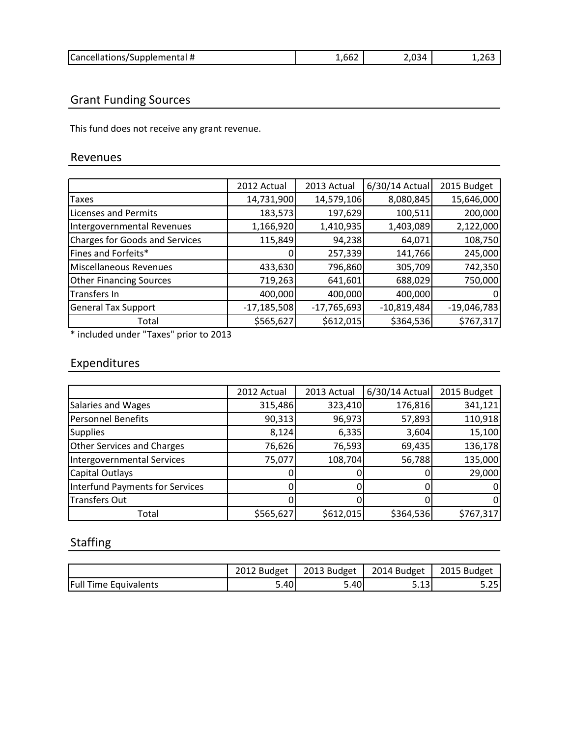| | | | |
|---|---|---|---|
| Cancellations/Supplemental # | 1,662 | 2,034 | 1,263 |

## Grant Funding Sources

This fund does not receive any grant revenue.

## Revenues

| | 2012 Actual | 2013 Actual | 6/30/14 Actual | 2015 Budget |
|---|---|---|---|---|
| Taxes | 14,731,900 | 14,579,106 | 8,080,845 | 15,646,000 |
| Licenses and Permits | 183,573 | 197,629 | 100,511 | 200,000 |
| Intergovernmental Revenues | 1,166,920 | 1,410,935 | 1,403,089 | 2,122,000 |
| Charges for Goods and Services | 115,849 | 94,238 | 64,071 | 108,750 |
| Fines and Forfeits* | 0 | 257,339 | 141,766 | 245,000 |
| Miscellaneous Revenues | 433,630 | 796,860 | 305,709 | 742,350 |
| Other Financing Sources | 719,263 | 641,601 | 688,029 | 750,000 |
| Transfers In | 400,000 | 400,000 | 400,000 | 0 |
| General Tax Support | -17,185,508 | -17,765,693 | -10,819,484 | -19,046,783 |
| Total | $565,627 | $612,015 | $364,536 | $767,317 |

* included under "Taxes" prior to 2013

## Expenditures

| | 2012 Actual | 2013 Actual | 6/30/14 Actual | 2015 Budget |
|---|---|---|---|---|
| Salaries and Wages | 315,486 | 323,410 | 176,816 | 341,121 |
| Personnel Benefits | 90,313 | 96,973 | 57,893 | 110,918 |
| Supplies | 8,124 | 6,335 | 3,604 | 15,100 |
| Other Services and Charges | 76,626 | 76,593 | 69,435 | 136,178 |
| Intergovernmental Services | 75,077 | 108,704 | 56,788 | 135,000 |
| Capital Outlays | 0 | 0 | 0 | 29,000 |
| Interfund Payments for Services | 0 | 0 | 0 | 0 |
| Transfers Out | 0 | 0 | 0 | 0 |
| Total | $565,627 | $612,015 | $364,536 | $767,317 |

## Staffing

| | 2012 Budget | 2013 Budget | 2014 Budget | 2015 Budget |
|---|---|---|---|---|
| Full Time Equivalents | 5.40 | 5.40 | 5.13 | 5.25 |